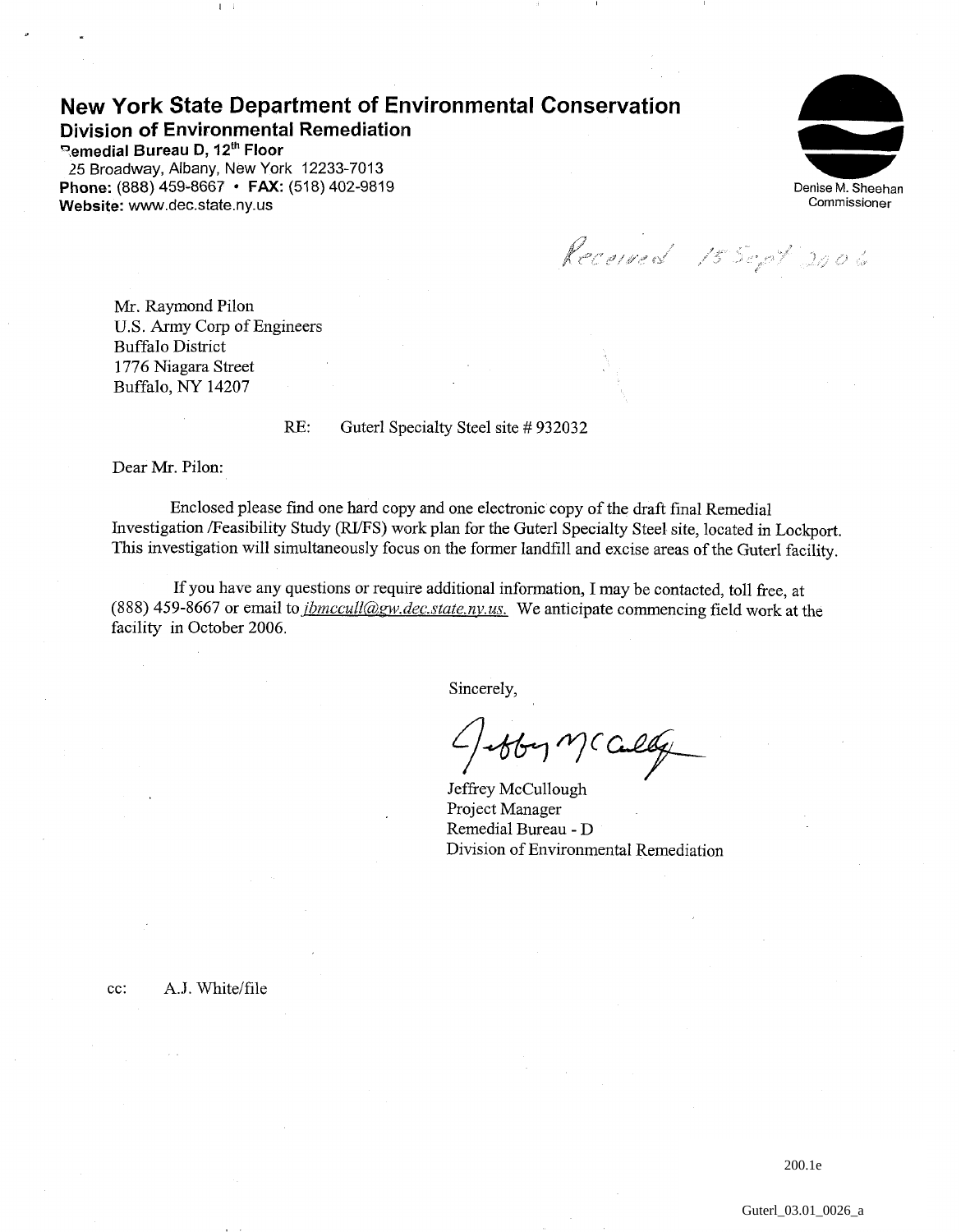# New York State Department of Environmental Conservation

## Division of Environmental Remediation

**Remedial Bureau D, 12th Floor**
25 Broadway, Albany, New York 12233-7013
**Phone:** (888) 459-8667 • **FAX:** (518) 402-9819
**Website:** www.dec.state.ny.us

Denise M. Sheehan
Commissioner

*Received 15 Sept 2006*

Mr. Raymond Pilon
U.S. Army Corp of Engineers
Buffalo District
1776 Niagara Street
Buffalo, NY 14207

RE: Guterl Specialty Steel site # 932032

Dear Mr. Pilon:

Enclosed please find one hard copy and one electronic copy of the draft final Remedial Investigation /Feasibility Study (RI/FS) work plan for the Guterl Specialty Steel site, located in Lockport. This investigation will simultaneously focus on the former landfill and excise areas of the Guterl facility.

If you have any questions or require additional information, I may be contacted, toll free, at (888) 459-8667 or email to *jbmccull@gw.dec.state.ny.us.* We anticipate commencing field work at the facility in October 2006.

Sincerely,

*Jeffrey McCullough*

Jeffrey McCullough
Project Manager
Remedial Bureau - D
Division of Environmental Remediation

cc: A.J. White/file

200.1e

Guterl_03.01_0026_a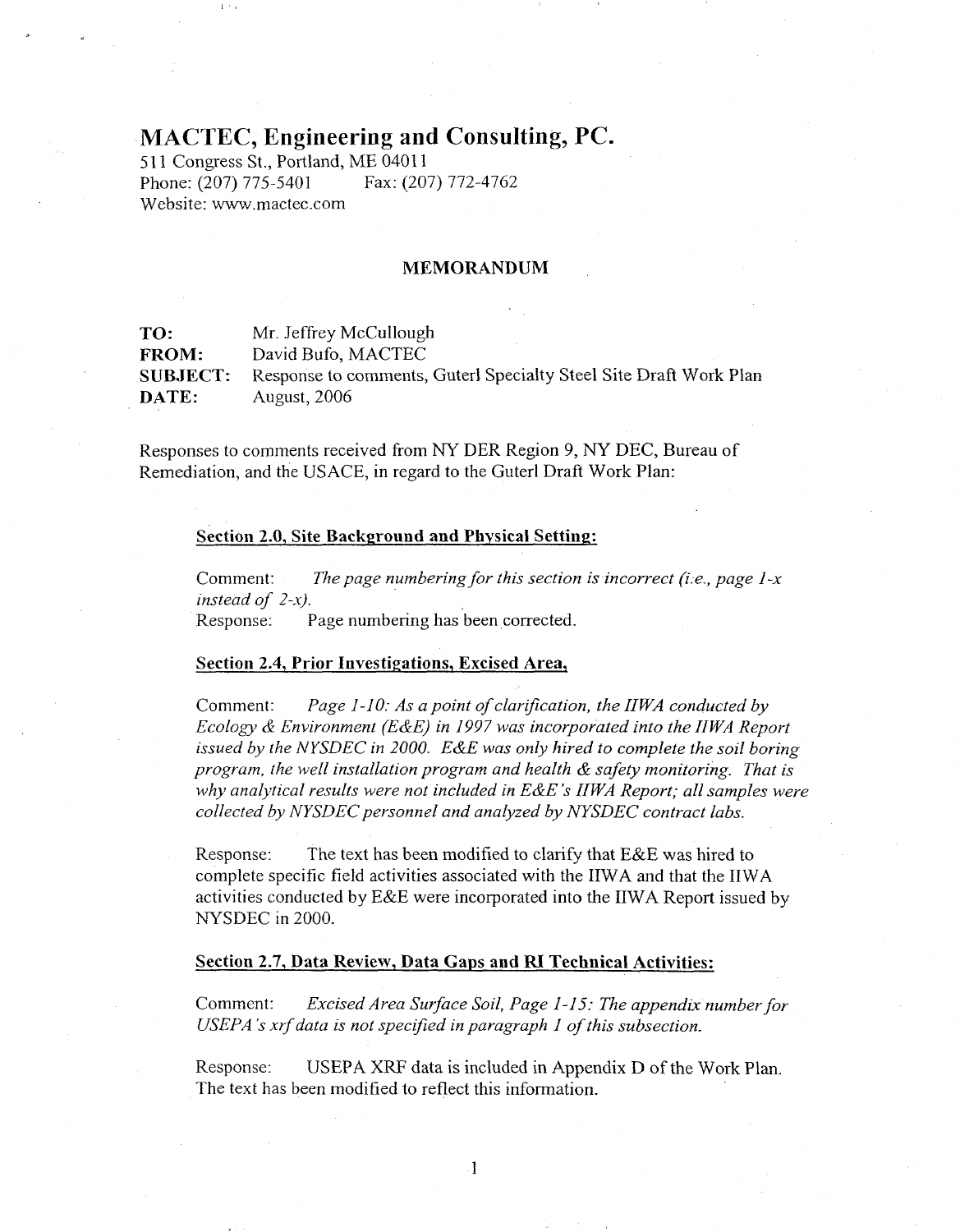# MACTEC, Engineering and Consulting, PC.

511 Congress St., Portland, ME 04011
Phone: (207) 775-5401 Fax: (207) 772-4762
Website: www.mactec.com

## MEMORANDUM

**TO:** Mr. Jeffrey McCullough
**FROM:** David Bufo, MACTEC
**SUBJECT:** Response to comments, Guterl Specialty Steel Site Draft Work Plan
**DATE:** August, 2006

Responses to comments received from NY DER Region 9, NY DEC, Bureau of Remediation, and the USACE, in regard to the Guterl Draft Work Plan:

**Section 2.0, Site Background and Physical Setting:**

Comment: *The page numbering for this section is incorrect (i.e., page 1-x instead of 2-x).*
Response: Page numbering has been corrected.

**Section 2.4, Prior Investigations, Excised Area,**

Comment: *Page 1-10: As a point of clarification, the IIWA conducted by Ecology & Environment (E&E) in 1997 was incorporated into the IIWA Report issued by the NYSDEC in 2000. E&E was only hired to complete the soil boring program, the well installation program and health & safety monitoring. That is why analytical results were not included in E&E's IIWA Report; all samples were collected by NYSDEC personnel and analyzed by NYSDEC contract labs.*

Response: The text has been modified to clarify that E&E was hired to complete specific field activities associated with the IIWA and that the IIWA activities conducted by E&E were incorporated into the IIWA Report issued by NYSDEC in 2000.

**Section 2.7, Data Review, Data Gaps and RI Technical Activities:**

Comment: *Excised Area Surface Soil, Page 1-15: The appendix number for USEPA's xrf data is not specified in paragraph 1 of this subsection.*

Response: USEPA XRF data is included in Appendix D of the Work Plan. The text has been modified to reflect this information.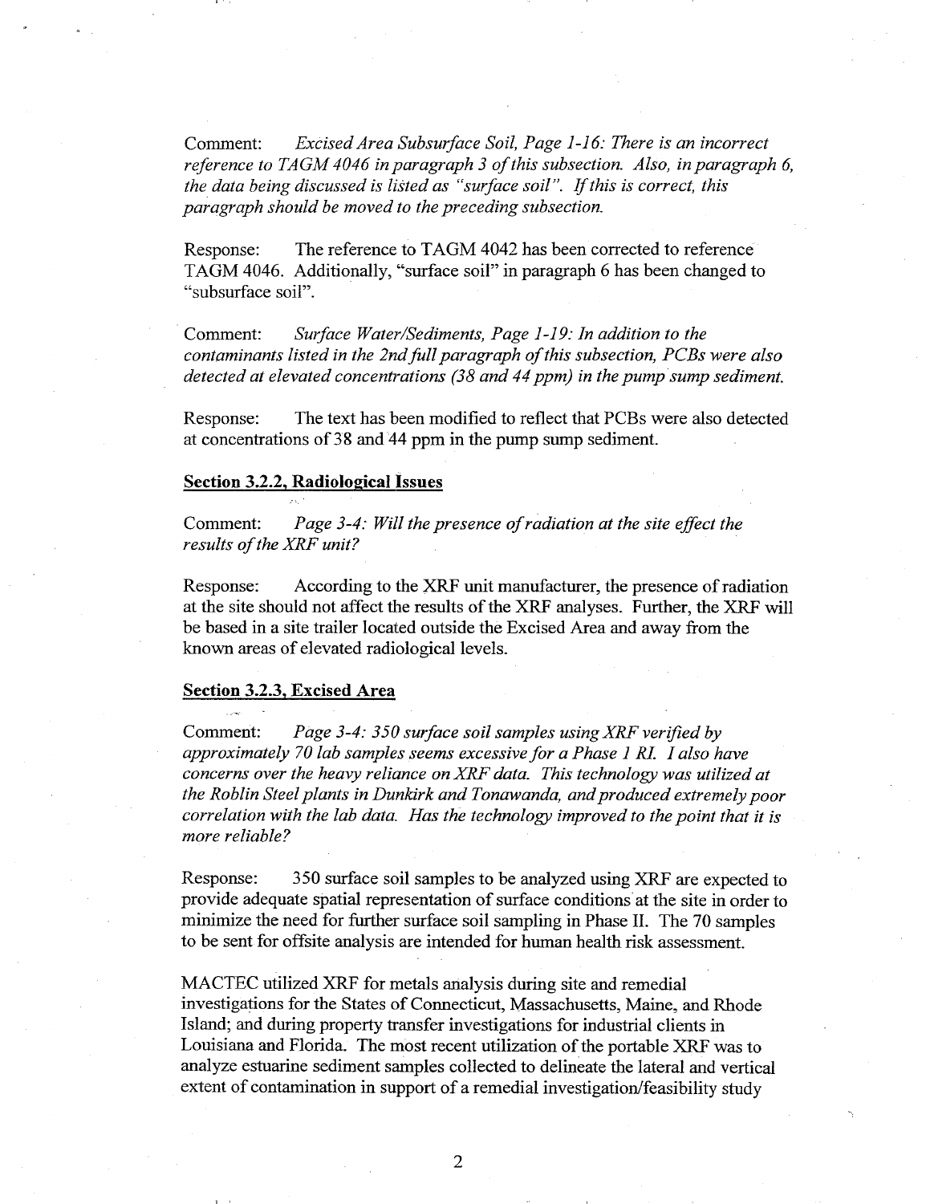Comment: *Excised Area Subsurface Soil, Page 1-16: There is an incorrect reference to TAGM 4046 in paragraph 3 of this subsection. Also, in paragraph 6, the data being discussed is listed as "surface soil". If this is correct, this paragraph should be moved to the preceding subsection.*

Response: The reference to TAGM 4042 has been corrected to reference TAGM 4046. Additionally, "surface soil" in paragraph 6 has been changed to "subsurface soil".

Comment: *Surface Water/Sediments, Page 1-19: In addition to the contaminants listed in the 2nd full paragraph of this subsection, PCBs were also detected at elevated concentrations (38 and 44 ppm) in the pump sump sediment.*

Response: The text has been modified to reflect that PCBs were also detected at concentrations of 38 and 44 ppm in the pump sump sediment.

**Section 3.2.2, Radiological Issues**

Comment: *Page 3-4: Will the presence of radiation at the site effect the results of the XRF unit?*

Response: According to the XRF unit manufacturer, the presence of radiation at the site should not affect the results of the XRF analyses. Further, the XRF will be based in a site trailer located outside the Excised Area and away from the known areas of elevated radiological levels.

**Section 3.2.3, Excised Area**

Comment: *Page 3-4: 350 surface soil samples using XRF verified by approximately 70 lab samples seems excessive for a Phase 1 RI. I also have concerns over the heavy reliance on XRF data. This technology was utilized at the Roblin Steel plants in Dunkirk and Tonawanda, and produced extremely poor correlation with the lab data. Has the technology improved to the point that it is more reliable?*

Response: 350 surface soil samples to be analyzed using XRF are expected to provide adequate spatial representation of surface conditions at the site in order to minimize the need for further surface soil sampling in Phase II. The 70 samples to be sent for offsite analysis are intended for human health risk assessment.

MACTEC utilized XRF for metals analysis during site and remedial investigations for the States of Connecticut, Massachusetts, Maine, and Rhode Island; and during property transfer investigations for industrial clients in Louisiana and Florida. The most recent utilization of the portable XRF was to analyze estuarine sediment samples collected to delineate the lateral and vertical extent of contamination in support of a remedial investigation/feasibility study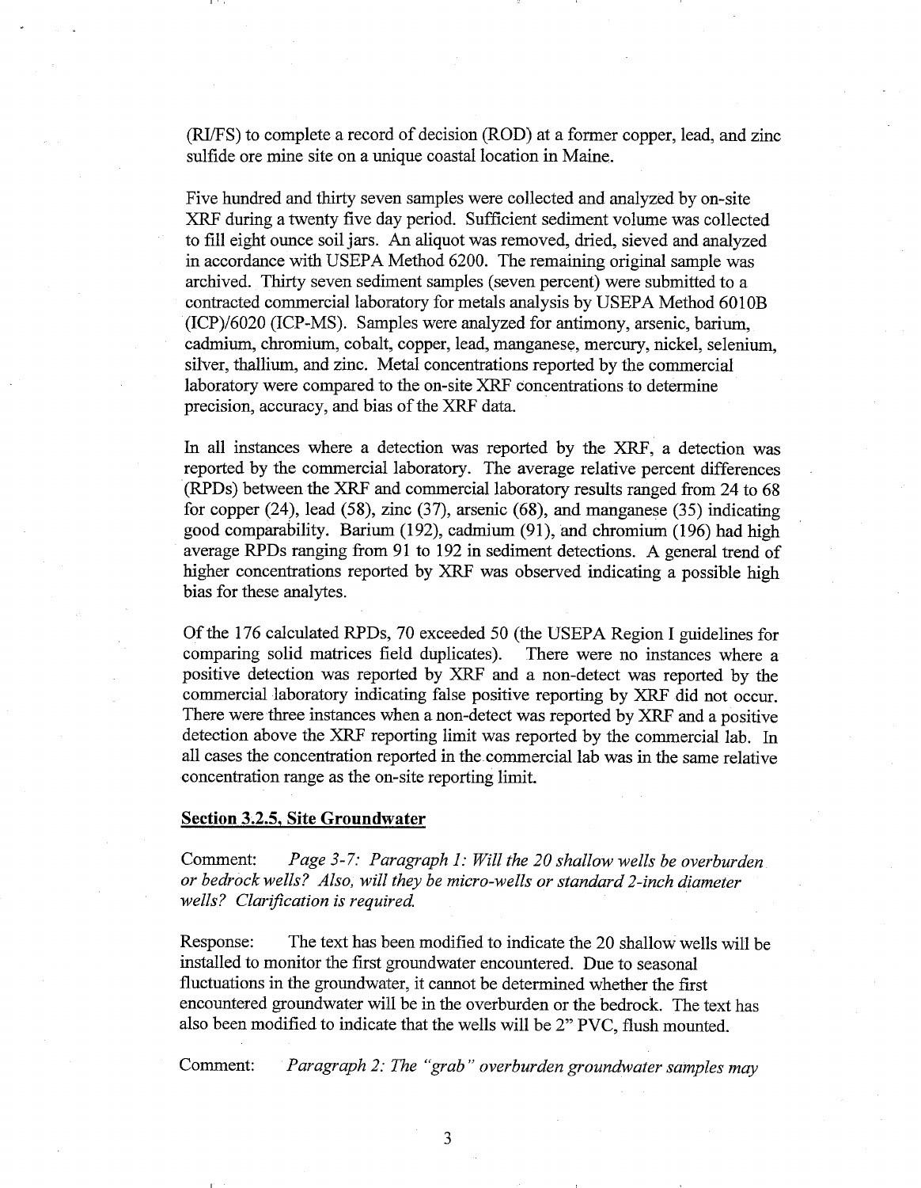(RI/FS) to complete a record of decision (ROD) at a former copper, lead, and zinc sulfide ore mine site on a unique coastal location in Maine.

Five hundred and thirty seven samples were collected and analyzed by on-site XRF during a twenty five day period. Sufficient sediment volume was collected to fill eight ounce soil jars. An aliquot was removed, dried, sieved and analyzed in accordance with USEPA Method 6200. The remaining original sample was archived. Thirty seven sediment samples (seven percent) were submitted to a contracted commercial laboratory for metals analysis by USEPA Method 6010B (ICP)/6020 (ICP-MS). Samples were analyzed for antimony, arsenic, barium, cadmium, chromium, cobalt, copper, lead, manganese, mercury, nickel, selenium, silver, thallium, and zinc. Metal concentrations reported by the commercial laboratory were compared to the on-site XRF concentrations to determine precision, accuracy, and bias of the XRF data.

In all instances where a detection was reported by the XRF, a detection was reported by the commercial laboratory. The average relative percent differences (RPDs) between the XRF and commercial laboratory results ranged from 24 to 68 for copper (24), lead (58), zinc (37), arsenic (68), and manganese (35) indicating good comparability. Barium (192), cadmium (91), and chromium (196) had high average RPDs ranging from 91 to 192 in sediment detections. A general trend of higher concentrations reported by XRF was observed indicating a possible high bias for these analytes.

Of the 176 calculated RPDs, 70 exceeded 50 (the USEPA Region I guidelines for comparing solid matrices field duplicates). There were no instances where a positive detection was reported by XRF and a non-detect was reported by the commercial laboratory indicating false positive reporting by XRF did not occur. There were three instances when a non-detect was reported by XRF and a positive detection above the XRF reporting limit was reported by the commercial lab. In all cases the concentration reported in the commercial lab was in the same relative concentration range as the on-site reporting limit.

**Section 3.2.5, Site Groundwater**

Comment: *Page 3-7: Paragraph 1: Will the 20 shallow wells be overburden or bedrock wells? Also, will they be micro-wells or standard 2-inch diameter wells? Clarification is required.*

Response: The text has been modified to indicate the 20 shallow wells will be installed to monitor the first groundwater encountered. Due to seasonal fluctuations in the groundwater, it cannot be determined whether the first encountered groundwater will be in the overburden or the bedrock. The text has also been modified to indicate that the wells will be 2" PVC, flush mounted.

Comment: *Paragraph 2: The "grab" overburden groundwater samples may*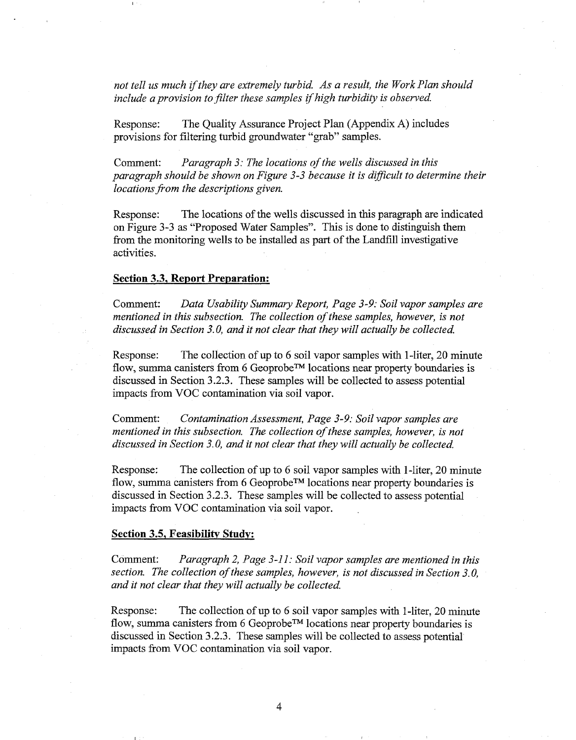*not tell us much if they are extremely turbid. As a result, the Work Plan should include a provision to filter these samples if high turbidity is observed.*

Response: The Quality Assurance Project Plan (Appendix A) includes provisions for filtering turbid groundwater "grab" samples.

Comment: *Paragraph 3: The locations of the wells discussed in this paragraph should be shown on Figure 3-3 because it is difficult to determine their locations from the descriptions given.*

Response: The locations of the wells discussed in this paragraph are indicated on Figure 3-3 as "Proposed Water Samples". This is done to distinguish them from the monitoring wells to be installed as part of the Landfill investigative activities.

**Section 3.3, Report Preparation:**

Comment: *Data Usability Summary Report, Page 3-9: Soil vapor samples are mentioned in this subsection. The collection of these samples, however, is not discussed in Section 3.0, and it not clear that they will actually be collected.*

Response: The collection of up to 6 soil vapor samples with 1-liter, 20 minute flow, summa canisters from 6 Geoprobe™ locations near property boundaries is discussed in Section 3.2.3. These samples will be collected to assess potential impacts from VOC contamination via soil vapor.

Comment: *Contamination Assessment, Page 3-9: Soil vapor samples are mentioned in this subsection. The collection of these samples, however, is not discussed in Section 3.0, and it not clear that they will actually be collected.*

Response: The collection of up to 6 soil vapor samples with 1-liter, 20 minute flow, summa canisters from 6 Geoprobe™ locations near property boundaries is discussed in Section 3.2.3. These samples will be collected to assess potential impacts from VOC contamination via soil vapor.

**Section 3.5, Feasibility Study:**

Comment: *Paragraph 2, Page 3-11: Soil vapor samples are mentioned in this section. The collection of these samples, however, is not discussed in Section 3.0, and it not clear that they will actually be collected.*

Response: The collection of up to 6 soil vapor samples with 1-liter, 20 minute flow, summa canisters from 6 Geoprobe™ locations near property boundaries is discussed in Section 3.2.3. These samples will be collected to assess potential impacts from VOC contamination via soil vapor.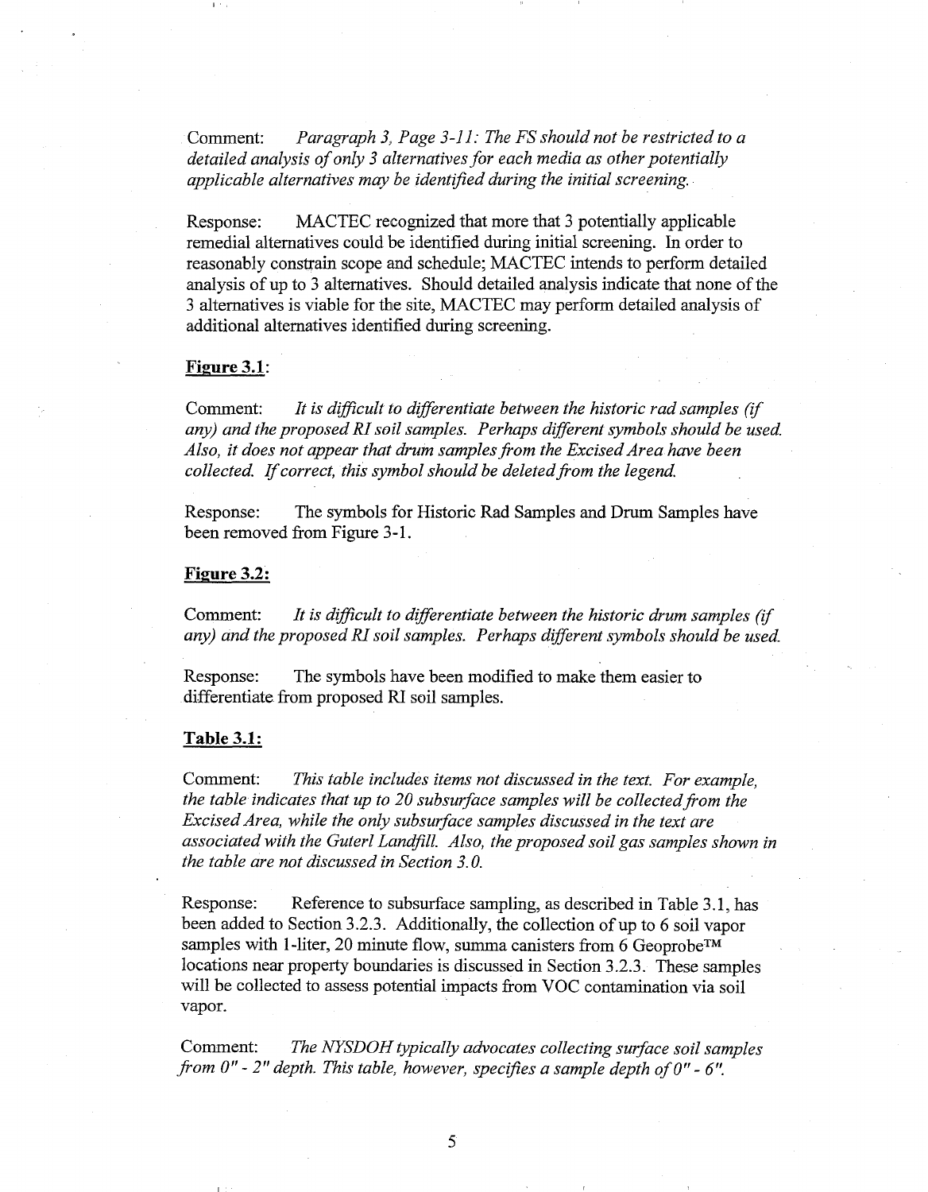Comment: *Paragraph 3, Page 3-11: The FS should not be restricted to a detailed analysis of only 3 alternatives for each media as other potentially applicable alternatives may be identified during the initial screening.*

Response: MACTEC recognized that more that 3 potentially applicable remedial alternatives could be identified during initial screening. In order to reasonably constrain scope and schedule; MACTEC intends to perform detailed analysis of up to 3 alternatives. Should detailed analysis indicate that none of the 3 alternatives is viable for the site, MACTEC may perform detailed analysis of additional alternatives identified during screening.

**Figure 3.1**:

Comment: *It is difficult to differentiate between the historic rad samples (if any) and the proposed RI soil samples. Perhaps different symbols should be used. Also, it does not appear that drum samples from the Excised Area have been collected. If correct, this symbol should be deleted from the legend.*

Response: The symbols for Historic Rad Samples and Drum Samples have been removed from Figure 3-1.

**Figure 3.2:**

Comment: *It is difficult to differentiate between the historic drum samples (if any) and the proposed RI soil samples. Perhaps different symbols should be used.*

Response: The symbols have been modified to make them easier to differentiate from proposed RI soil samples.

**Table 3.1:**

Comment: *This table includes items not discussed in the text. For example, the table indicates that up to 20 subsurface samples will be collected from the Excised Area, while the only subsurface samples discussed in the text are associated with the Guterl Landfill. Also, the proposed soil gas samples shown in the table are not discussed in Section 3.0.*

Response: Reference to subsurface sampling, as described in Table 3.1, has been added to Section 3.2.3. Additionally, the collection of up to 6 soil vapor samples with 1-liter, 20 minute flow, summa canisters from 6 Geoprobe™ locations near property boundaries is discussed in Section 3.2.3. These samples will be collected to assess potential impacts from VOC contamination via soil vapor.

Comment: *The NYSDOH typically advocates collecting surface soil samples from 0" - 2" depth. This table, however, specifies a sample depth of 0" - 6".*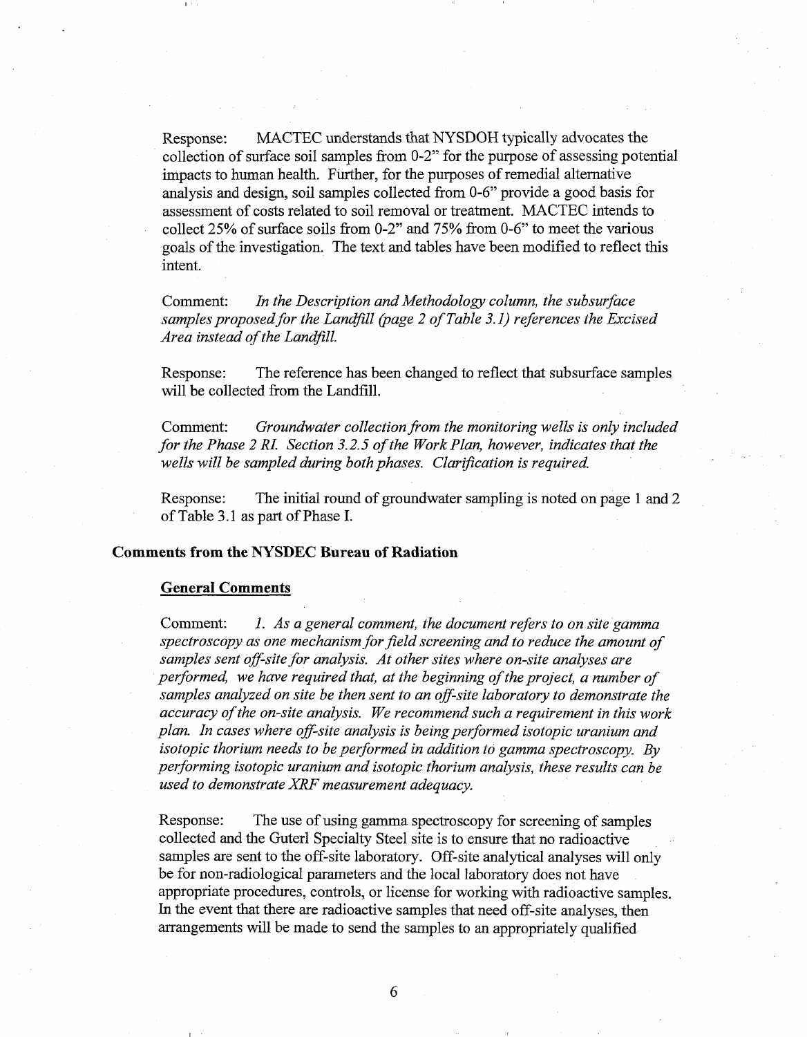Response: MACTEC understands that NYSDOH typically advocates the collection of surface soil samples from 0-2" for the purpose of assessing potential impacts to human health. Further, for the purposes of remedial alternative analysis and design, soil samples collected from 0-6" provide a good basis for assessment of costs related to soil removal or treatment. MACTEC intends to collect 25% of surface soils from 0-2" and 75% from 0-6" to meet the various goals of the investigation. The text and tables have been modified to reflect this intent.

Comment: *In the Description and Methodology column, the subsurface samples proposed for the Landfill (page 2 of Table 3.1) references the Excised Area instead of the Landfill.*

Response: The reference has been changed to reflect that subsurface samples will be collected from the Landfill.

Comment: *Groundwater collection from the monitoring wells is only included for the Phase 2 RI. Section 3.2.5 of the Work Plan, however, indicates that the wells will be sampled during both phases. Clarification is required.*

Response: The initial round of groundwater sampling is noted on page 1 and 2 of Table 3.1 as part of Phase I.

## Comments from the NYSDEC Bureau of Radiation

### General Comments

Comment: *1. As a general comment, the document refers to on site gamma spectroscopy as one mechanism for field screening and to reduce the amount of samples sent off-site for analysis. At other sites where on-site analyses are performed, we have required that, at the beginning of the project, a number of samples analyzed on site be then sent to an off-site laboratory to demonstrate the accuracy of the on-site analysis. We recommend such a requirement in this work plan. In cases where off-site analysis is being performed isotopic uranium and isotopic thorium needs to be performed in addition to gamma spectroscopy. By performing isotopic uranium and isotopic thorium analysis, these results can be used to demonstrate XRF measurement adequacy.*

Response: The use of using gamma spectroscopy for screening of samples collected and the Guterl Specialty Steel site is to ensure that no radioactive samples are sent to the off-site laboratory. Off-site analytical analyses will only be for non-radiological parameters and the local laboratory does not have appropriate procedures, controls, or license for working with radioactive samples. In the event that there are radioactive samples that need off-site analyses, then arrangements will be made to send the samples to an appropriately qualified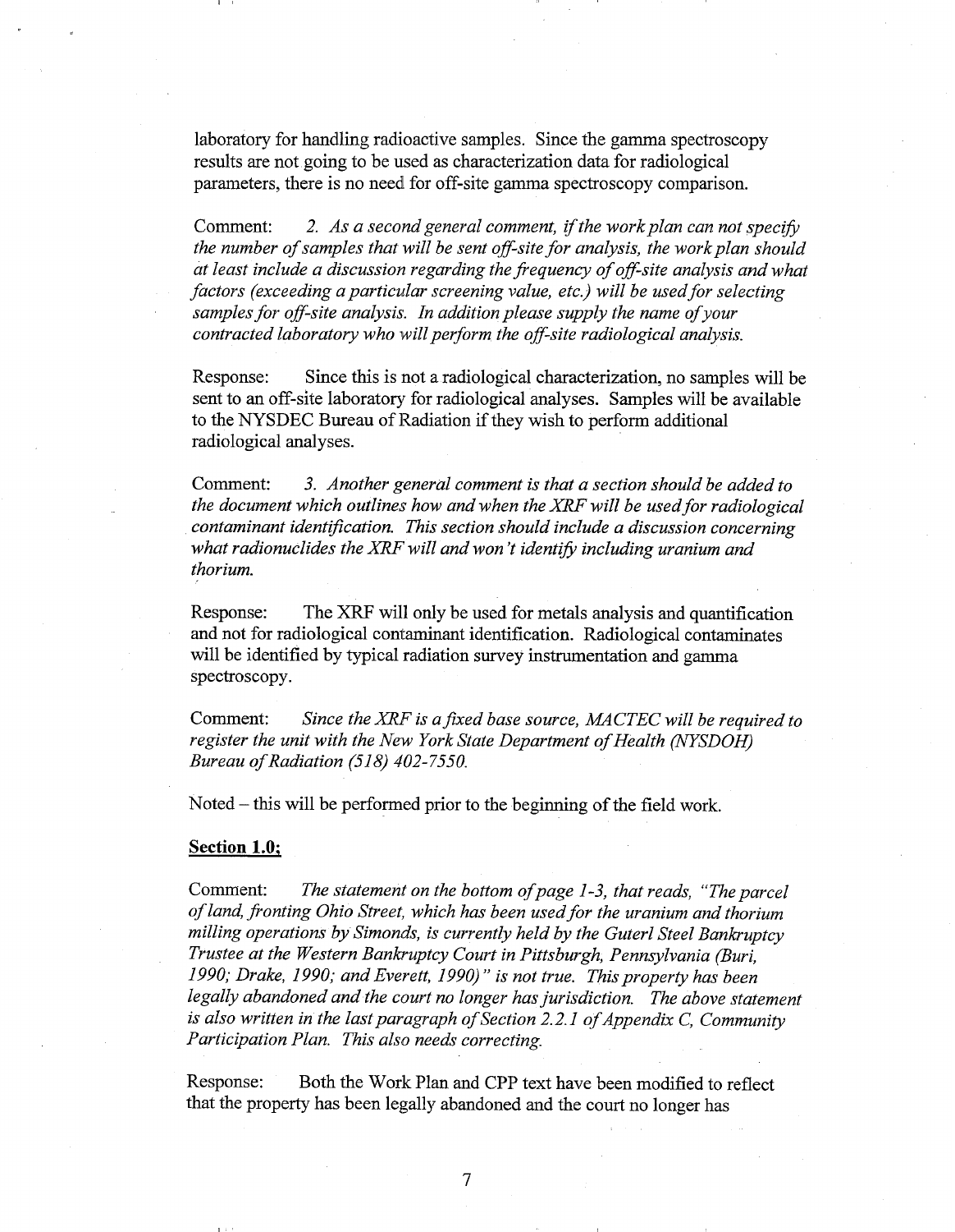laboratory for handling radioactive samples. Since the gamma spectroscopy results are not going to be used as characterization data for radiological parameters, there is no need for off-site gamma spectroscopy comparison.

Comment: *2. As a second general comment, if the work plan can not specify the number of samples that will be sent off-site for analysis, the work plan should at least include a discussion regarding the frequency of off-site analysis and what factors (exceeding a particular screening value, etc.) will be used for selecting samples for off-site analysis. In addition please supply the name of your contracted laboratory who will perform the off-site radiological analysis.*

Response: Since this is not a radiological characterization, no samples will be sent to an off-site laboratory for radiological analyses. Samples will be available to the NYSDEC Bureau of Radiation if they wish to perform additional radiological analyses.

Comment: *3. Another general comment is that a section should be added to the document which outlines how and when the XRF will be used for radiological contaminant identification. This section should include a discussion concerning what radionuclides the XRF will and won't identify including uranium and thorium.*

Response: The XRF will only be used for metals analysis and quantification and not for radiological contaminant identification. Radiological contaminates will be identified by typical radiation survey instrumentation and gamma spectroscopy.

Comment: *Since the XRF is a fixed base source, MACTEC will be required to register the unit with the New York State Department of Health (NYSDOH) Bureau of Radiation (518) 402-7550.*

Noted – this will be performed prior to the beginning of the field work.

**Section 1.0;**

Comment: *The statement on the bottom of page 1-3, that reads, "The parcel of land, fronting Ohio Street, which has been used for the uranium and thorium milling operations by Simonds, is currently held by the Guterl Steel Bankruptcy Trustee at the Western Bankruptcy Court in Pittsburgh, Pennsylvania (Buri, 1990; Drake, 1990; and Everett, 1990)" is not true. This property has been legally abandoned and the court no longer has jurisdiction. The above statement is also written in the last paragraph of Section 2.2.1 of Appendix C, Community Participation Plan. This also needs correcting.*

Response: Both the Work Plan and CPP text have been modified to reflect that the property has been legally abandoned and the court no longer has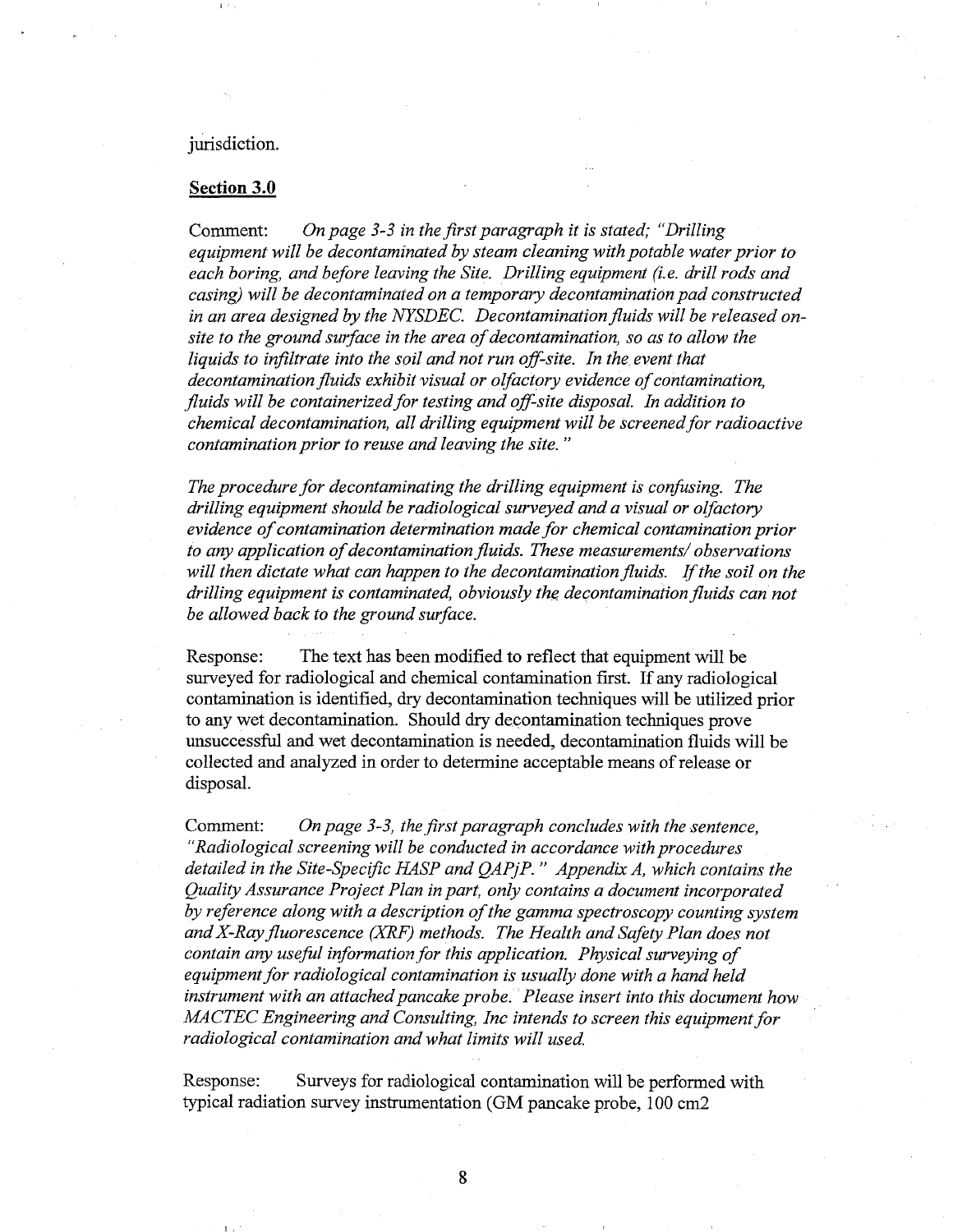jurisdiction.

**Section 3.0**

Comment: *On page 3-3 in the first paragraph it is stated; "Drilling equipment will be decontaminated by steam cleaning with potable water prior to each boring, and before leaving the Site. Drilling equipment (i.e. drill rods and casing) will be decontaminated on a temporary decontamination pad constructed in an area designed by the NYSDEC. Decontamination fluids will be released on-site to the ground surface in the area of decontamination, so as to allow the liquids to infiltrate into the soil and not run off-site. In the event that decontamination fluids exhibit visual or olfactory evidence of contamination, fluids will be containerized for testing and off-site disposal. In addition to chemical decontamination, all drilling equipment will be screened for radioactive contamination prior to reuse and leaving the site."*

*The procedure for decontaminating the drilling equipment is confusing. The drilling equipment should be radiological surveyed and a visual or olfactory evidence of contamination determination made for chemical contamination prior to any application of decontamination fluids. These measurements/ observations will then dictate what can happen to the decontamination fluids. If the soil on the drilling equipment is contaminated, obviously the decontamination fluids can not be allowed back to the ground surface.*

Response: The text has been modified to reflect that equipment will be surveyed for radiological and chemical contamination first. If any radiological contamination is identified, dry decontamination techniques will be utilized prior to any wet decontamination. Should dry decontamination techniques prove unsuccessful and wet decontamination is needed, decontamination fluids will be collected and analyzed in order to determine acceptable means of release or disposal.

Comment: *On page 3-3, the first paragraph concludes with the sentence, "Radiological screening will be conducted in accordance with procedures detailed in the Site-Specific HASP and QAPjP." Appendix A, which contains the Quality Assurance Project Plan in part, only contains a document incorporated by reference along with a description of the gamma spectroscopy counting system and X-Ray fluorescence (XRF) methods. The Health and Safety Plan does not contain any useful information for this application. Physical surveying of equipment for radiological contamination is usually done with a hand held instrument with an attached pancake probe. Please insert into this document how MACTEC Engineering and Consulting, Inc intends to screen this equipment for radiological contamination and what limits will used.*

Response: Surveys for radiological contamination will be performed with typical radiation survey instrumentation (GM pancake probe, 100 cm2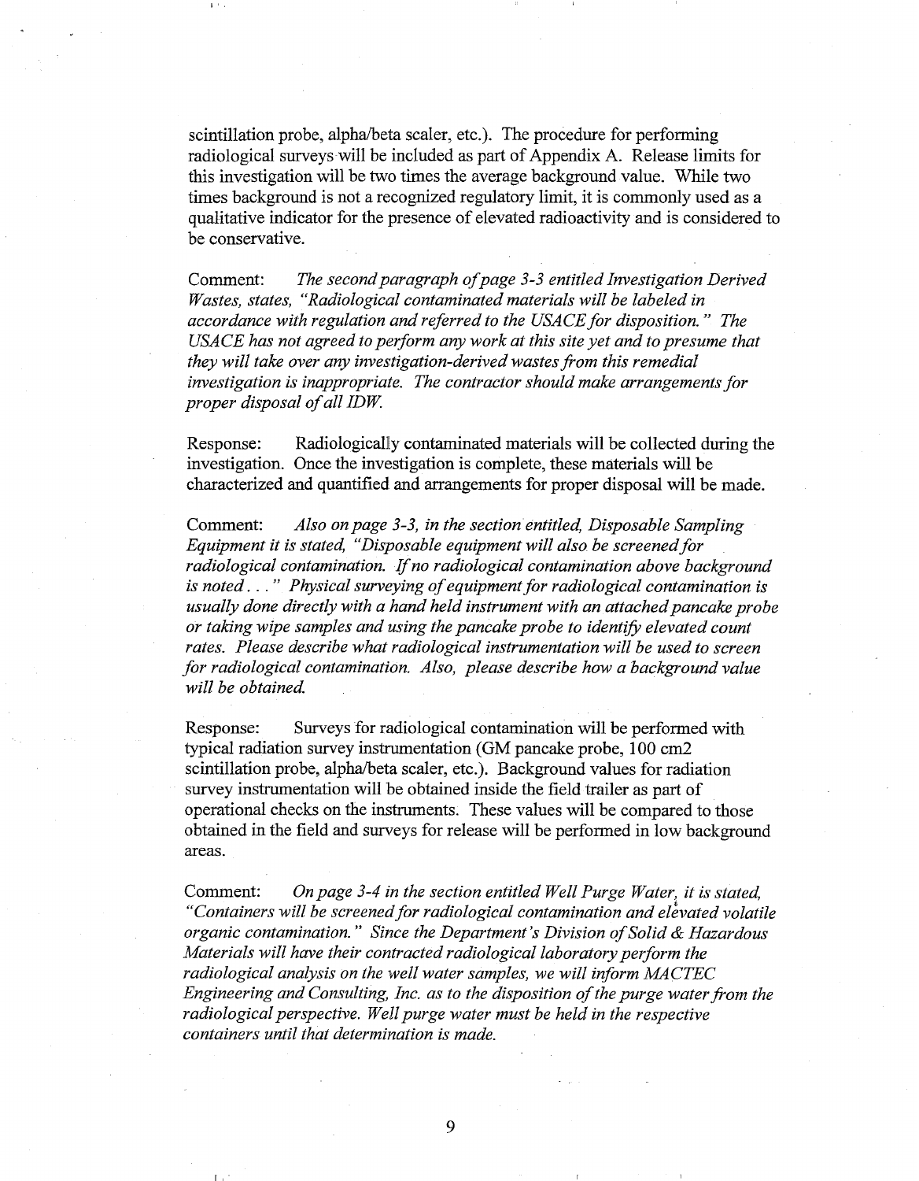scintillation probe, alpha/beta scaler, etc.). The procedure for performing radiological surveys will be included as part of Appendix A. Release limits for this investigation will be two times the average background value. While two times background is not a recognized regulatory limit, it is commonly used as a qualitative indicator for the presence of elevated radioactivity and is considered to be conservative.

Comment: *The second paragraph of page 3-3 entitled Investigation Derived Wastes, states, "Radiological contaminated materials will be labeled in accordance with regulation and referred to the USACE for disposition." The USACE has not agreed to perform any work at this site yet and to presume that they will take over any investigation-derived wastes from this remedial investigation is inappropriate. The contractor should make arrangements for proper disposal of all IDW.*

Response: Radiologically contaminated materials will be collected during the investigation. Once the investigation is complete, these materials will be characterized and quantified and arrangements for proper disposal will be made.

Comment: *Also on page 3-3, in the section entitled, Disposable Sampling Equipment it is stated, "Disposable equipment will also be screened for radiological contamination. If no radiological contamination above background is noted . . ." Physical surveying of equipment for radiological contamination is usually done directly with a hand held instrument with an attached pancake probe or taking wipe samples and using the pancake probe to identify elevated count rates. Please describe what radiological instrumentation will be used to screen for radiological contamination. Also, please describe how a background value will be obtained.*

Response: Surveys for radiological contamination will be performed with typical radiation survey instrumentation (GM pancake probe, 100 cm2 scintillation probe, alpha/beta scaler, etc.). Background values for radiation survey instrumentation will be obtained inside the field trailer as part of operational checks on the instruments. These values will be compared to those obtained in the field and surveys for release will be performed in low background areas.

Comment: *On page 3-4 in the section entitled Well Purge Water, it is stated, "Containers will be screened for radiological contamination and elevated volatile organic contamination." Since the Department's Division of Solid & Hazardous Materials will have their contracted radiological laboratory perform the radiological analysis on the well water samples, we will inform MACTEC Engineering and Consulting, Inc. as to the disposition of the purge water from the radiological perspective. Well purge water must be held in the respective containers until that determination is made.*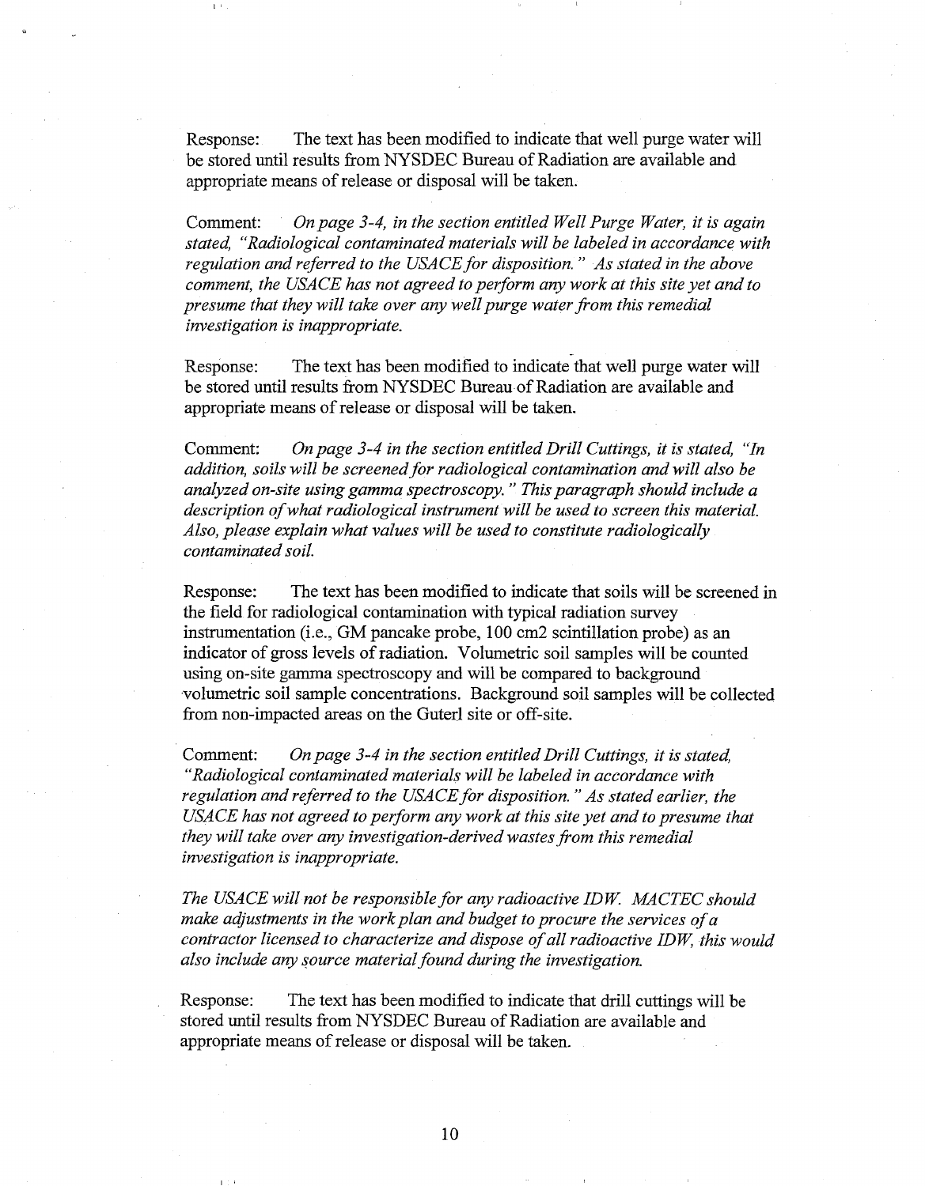Response: The text has been modified to indicate that well purge water will be stored until results from NYSDEC Bureau of Radiation are available and appropriate means of release or disposal will be taken.

Comment: *On page 3-4, in the section entitled Well Purge Water, it is again stated, "Radiological contaminated materials will be labeled in accordance with regulation and referred to the USACE for disposition." As stated in the above comment, the USACE has not agreed to perform any work at this site yet and to presume that they will take over any well purge water from this remedial investigation is inappropriate.*

Response: The text has been modified to indicate that well purge water will be stored until results from NYSDEC Bureau of Radiation are available and appropriate means of release or disposal will be taken.

Comment: *On page 3-4 in the section entitled Drill Cuttings, it is stated, "In addition, soils will be screened for radiological contamination and will also be analyzed on-site using gamma spectroscopy." This paragraph should include a description of what radiological instrument will be used to screen this material. Also, please explain what values will be used to constitute radiologically contaminated soil.*

Response: The text has been modified to indicate that soils will be screened in the field for radiological contamination with typical radiation survey instrumentation (i.e., GM pancake probe, 100 cm2 scintillation probe) as an indicator of gross levels of radiation. Volumetric soil samples will be counted using on-site gamma spectroscopy and will be compared to background volumetric soil sample concentrations. Background soil samples will be collected from non-impacted areas on the Guterl site or off-site.

Comment: *On page 3-4 in the section entitled Drill Cuttings, it is stated, "Radiological contaminated materials will be labeled in accordance with regulation and referred to the USACE for disposition." As stated earlier, the USACE has not agreed to perform any work at this site yet and to presume that they will take over any investigation-derived wastes from this remedial investigation is inappropriate.*

*The USACE will not be responsible for any radioactive IDW. MACTEC should make adjustments in the work plan and budget to procure the services of a contractor licensed to characterize and dispose of all radioactive IDW, this would also include any source material found during the investigation.*

Response: The text has been modified to indicate that drill cuttings will be stored until results from NYSDEC Bureau of Radiation are available and appropriate means of release or disposal will be taken.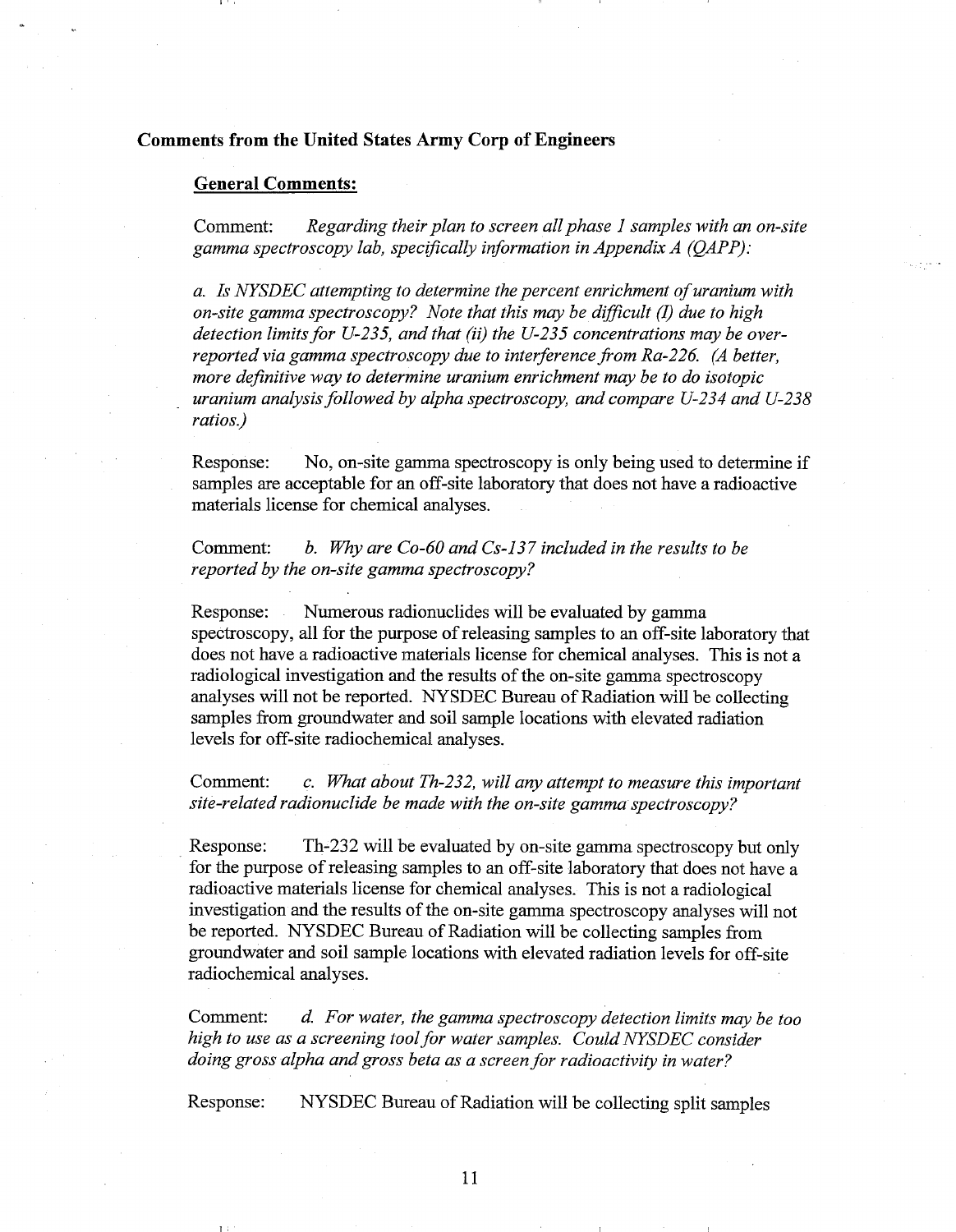**Comments from the United States Army Corp of Engineers**

**General Comments:**

Comment: *Regarding their plan to screen all phase 1 samples with an on-site gamma spectroscopy lab, specifically information in Appendix A (QAPP):*

*a. Is NYSDEC attempting to determine the percent enrichment of uranium with on-site gamma spectroscopy? Note that this may be difficult (I) due to high detection limits for U-235, and that (ii) the U-235 concentrations may be over-reported via gamma spectroscopy due to interference from Ra-226. (A better, more definitive way to determine uranium enrichment may be to do isotopic uranium analysis followed by alpha spectroscopy, and compare U-234 and U-238 ratios.)*

Response: No, on-site gamma spectroscopy is only being used to determine if samples are acceptable for an off-site laboratory that does not have a radioactive materials license for chemical analyses.

Comment: *b. Why are Co-60 and Cs-137 included in the results to be reported by the on-site gamma spectroscopy?*

Response: Numerous radionuclides will be evaluated by gamma spectroscopy, all for the purpose of releasing samples to an off-site laboratory that does not have a radioactive materials license for chemical analyses. This is not a radiological investigation and the results of the on-site gamma spectroscopy analyses will not be reported. NYSDEC Bureau of Radiation will be collecting samples from groundwater and soil sample locations with elevated radiation levels for off-site radiochemical analyses.

Comment: *c. What about Th-232, will any attempt to measure this important site-related radionuclide be made with the on-site gamma spectroscopy?*

Response: Th-232 will be evaluated by on-site gamma spectroscopy but only for the purpose of releasing samples to an off-site laboratory that does not have a radioactive materials license for chemical analyses. This is not a radiological investigation and the results of the on-site gamma spectroscopy analyses will not be reported. NYSDEC Bureau of Radiation will be collecting samples from groundwater and soil sample locations with elevated radiation levels for off-site radiochemical analyses.

Comment: *d. For water, the gamma spectroscopy detection limits may be too high to use as a screening tool for water samples. Could NYSDEC consider doing gross alpha and gross beta as a screen for radioactivity in water?*

Response: NYSDEC Bureau of Radiation will be collecting split samples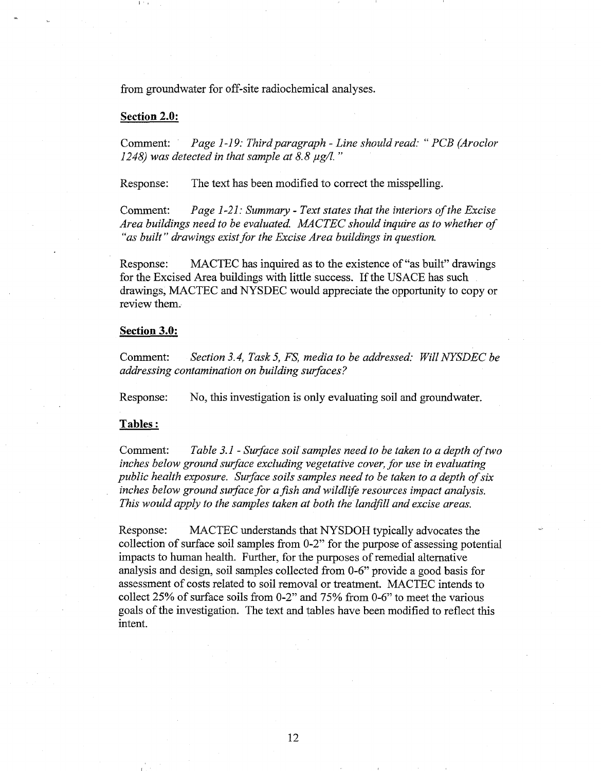from groundwater for off-site radiochemical analyses.

**Section 2.0:**

Comment: *Page 1-19: Third paragraph - Line should read: " PCB (Aroclor 1248) was detected in that sample at 8.8 μg/l. "*

Response: The text has been modified to correct the misspelling.

Comment: *Page 1-21: Summary - Text states that the interiors of the Excise Area buildings need to be evaluated. MACTEC should inquire as to whether of "as built" drawings exist for the Excise Area buildings in question.*

Response: MACTEC has inquired as to the existence of "as built" drawings for the Excised Area buildings with little success. If the USACE has such drawings, MACTEC and NYSDEC would appreciate the opportunity to copy or review them.

**Section 3.0:**

Comment: *Section 3.4, Task 5, FS, media to be addressed: Will NYSDEC be addressing contamination on building surfaces?*

Response: No, this investigation is only evaluating soil and groundwater.

**Tables:**

Comment: *Table 3.1 - Surface soil samples need to be taken to a depth of two inches below ground surface excluding vegetative cover, for use in evaluating public health exposure. Surface soils samples need to be taken to a depth of six inches below ground surface for a fish and wildlife resources impact analysis. This would apply to the samples taken at both the landfill and excise areas.*

Response: MACTEC understands that NYSDOH typically advocates the collection of surface soil samples from 0-2" for the purpose of assessing potential impacts to human health. Further, for the purposes of remedial alternative analysis and design, soil samples collected from 0-6" provide a good basis for assessment of costs related to soil removal or treatment. MACTEC intends to collect 25% of surface soils from 0-2" and 75% from 0-6" to meet the various goals of the investigation. The text and tables have been modified to reflect this intent.